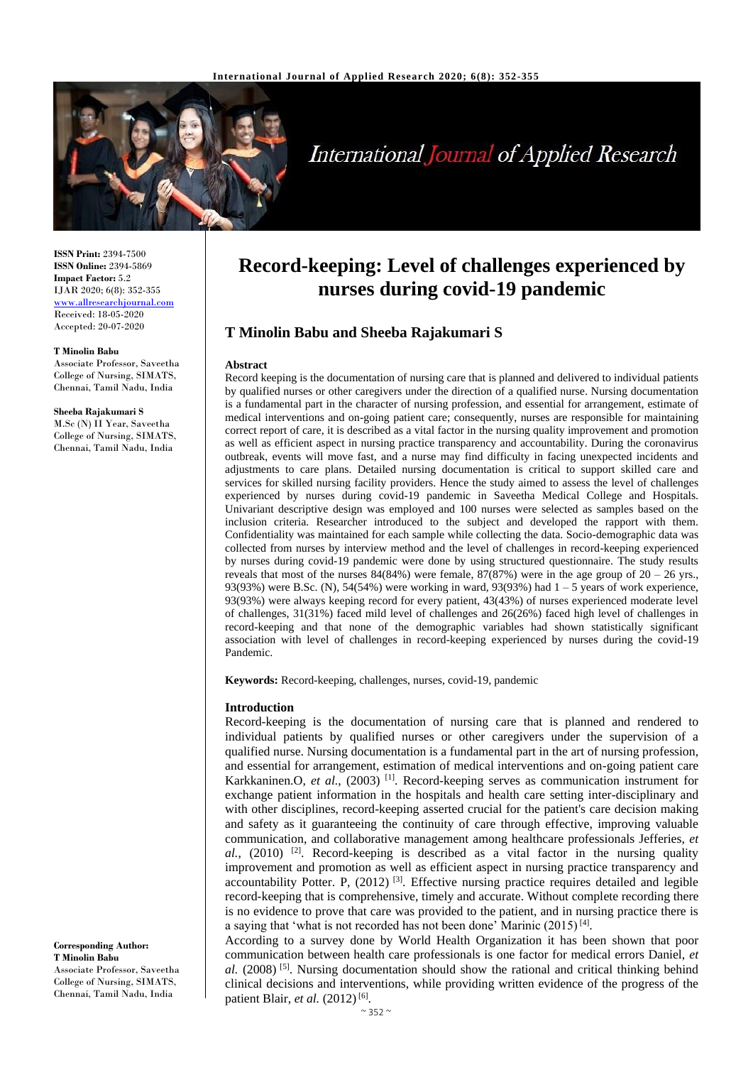# Record-keeping: Level of challenges experienced by nurses during covid-19 pandemic

## T Minolin Babu and Sheeba Rajakumari S

**ISSN Print:** 2394-7500
**ISSN Online:** 2394-5869
**Impact Factor:** 5.2
IJAR 2020; 6(8): 352-355
www.allresearchjournal.com
Received: 18-05-2020
Accepted: 20-07-2020

**T Minolin Babu**
Associate Professor, Saveetha College of Nursing, SIMATS, Chennai, Tamil Nadu, India

**Sheeba Rajakumari S**
M.Sc (N) II Year, Saveetha College of Nursing, SIMATS, Chennai, Tamil Nadu, India

**Corresponding Author:**
**T Minolin Babu**
Associate Professor, Saveetha College of Nursing, SIMATS, Chennai, Tamil Nadu, India

### Abstract

Record keeping is the documentation of nursing care that is planned and delivered to individual patients by qualified nurses or other caregivers under the direction of a qualified nurse. Nursing documentation is a fundamental part in the character of nursing profession, and essential for arrangement, estimate of medical interventions and on-going patient care; consequently, nurses are responsible for maintaining correct report of care, it is described as a vital factor in the nursing quality improvement and promotion as well as efficient aspect in nursing practice transparency and accountability. During the coronavirus outbreak, events will move fast, and a nurse may find difficulty in facing unexpected incidents and adjustments to care plans. Detailed nursing documentation is critical to support skilled care and services for skilled nursing facility providers. Hence the study aimed to assess the level of challenges experienced by nurses during covid-19 pandemic in Saveetha Medical College and Hospitals. Univariant descriptive design was employed and 100 nurses were selected as samples based on the inclusion criteria. Researcher introduced to the subject and developed the rapport with them. Confidentiality was maintained for each sample while collecting the data. Socio-demographic data was collected from nurses by interview method and the level of challenges in record-keeping experienced by nurses during covid-19 pandemic were done by using structured questionnaire. The study results reveals that most of the nurses 84(84%) were female, 87(87%) were in the age group of 20 – 26 yrs., 93(93%) were B.Sc. (N), 54(54%) were working in ward, 93(93%) had 1 – 5 years of work experience, 93(93%) were always keeping record for every patient, 43(43%) of nurses experienced moderate level of challenges, 31(31%) faced mild level of challenges and 26(26%) faced high level of challenges in record-keeping and that none of the demographic variables had shown statistically significant association with level of challenges in record-keeping experienced by nurses during the covid-19 Pandemic.

**Keywords:** Record-keeping, challenges, nurses, covid-19, pandemic

### Introduction

Record-keeping is the documentation of nursing care that is planned and rendered to individual patients by qualified nurses or other caregivers under the supervision of a qualified nurse. Nursing documentation is a fundamental part in the art of nursing profession, and essential for arrangement, estimation of medical interventions and on-going patient care Karkkaninen.O, *et al.*, (2003) [1]. Record-keeping serves as communication instrument for exchange patient information in the hospitals and health care setting inter-disciplinary and with other disciplines, record-keeping asserted crucial for the patient's care decision making and safety as it guaranteeing the continuity of care through effective, improving valuable communication, and collaborative management among healthcare professionals Jefferies, *et al.*, (2010) [2]. Record-keeping is described as a vital factor in the nursing quality improvement and promotion as well as efficient aspect in nursing practice transparency and accountability Potter. P, (2012) [3]. Effective nursing practice requires detailed and legible record-keeping that is comprehensive, timely and accurate. Without complete recording there is no evidence to prove that care was provided to the patient, and in nursing practice there is a saying that 'what is not recorded has not been done' Marinic (2015) [4].

According to a survey done by World Health Organization it has been shown that poor communication between health care professionals is one factor for medical errors Daniel, *et al.* (2008) [5]. Nursing documentation should show the rational and critical thinking behind clinical decisions and interventions, while providing written evidence of the progress of the patient Blair, *et al.* (2012) [6].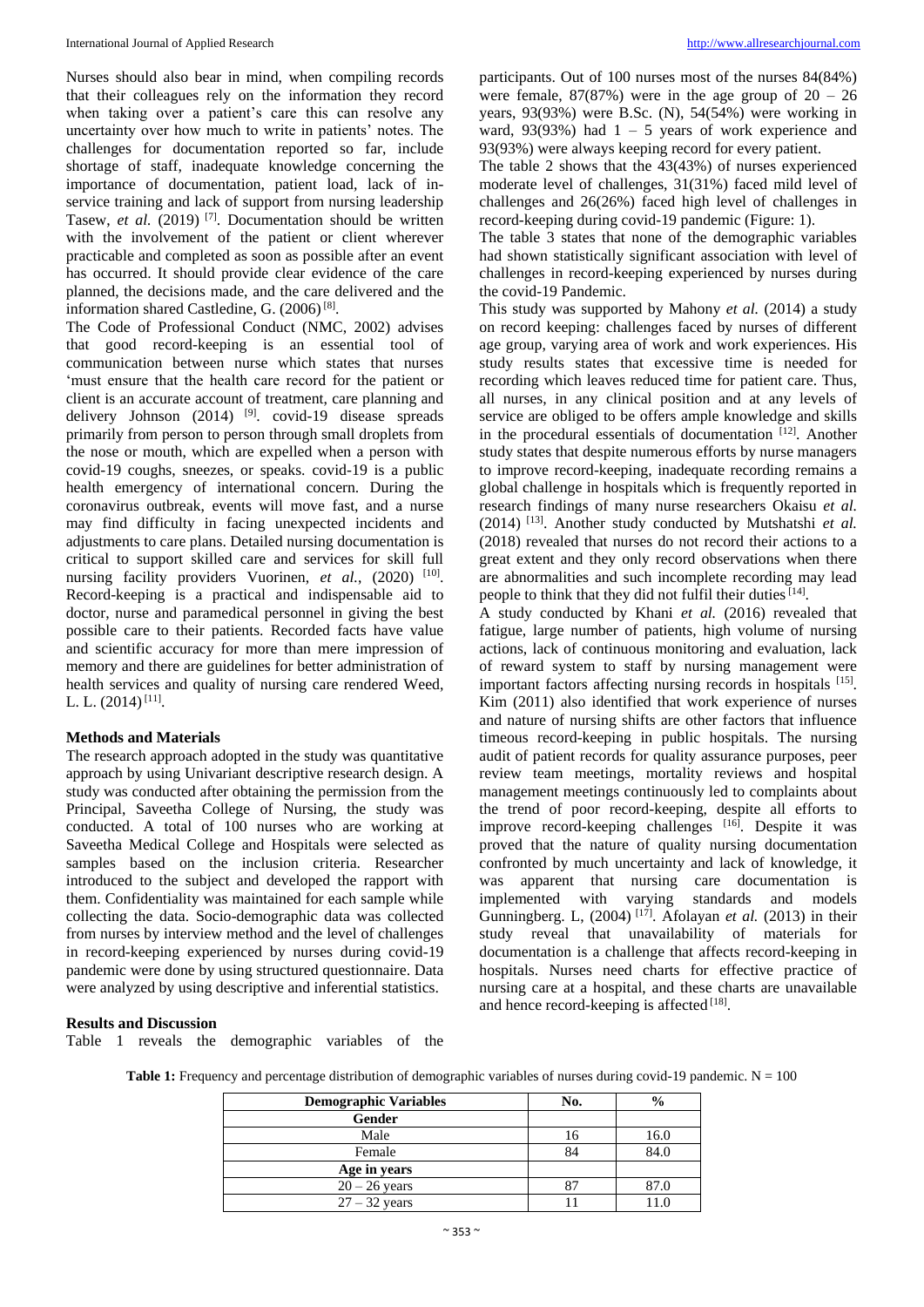Nurses should also bear in mind, when compiling records that their colleagues rely on the information they record when taking over a patient's care this can resolve any uncertainty over how much to write in patients' notes. The challenges for documentation reported so far, include shortage of staff, inadequate knowledge concerning the importance of documentation, patient load, lack of in-service training and lack of support from nursing leadership Tasew, *et al.* (2019) [7]. Documentation should be written with the involvement of the patient or client wherever practicable and completed as soon as possible after an event has occurred. It should provide clear evidence of the care planned, the decisions made, and the care delivered and the information shared Castledine, G. (2006) [8].

The Code of Professional Conduct (NMC, 2002) advises that good record-keeping is an essential tool of communication between nurse which states that nurses 'must ensure that the health care record for the patient or client is an accurate account of treatment, care planning and delivery Johnson (2014) [9]. covid-19 disease spreads primarily from person to person through small droplets from the nose or mouth, which are expelled when a person with covid-19 coughs, sneezes, or speaks. covid-19 is a public health emergency of international concern. During the coronavirus outbreak, events will move fast, and a nurse may find difficulty in facing unexpected incidents and adjustments to care plans. Detailed nursing documentation is critical to support skilled care and services for skill full nursing facility providers Vuorinen, *et al.*, (2020) [10]. Record-keeping is a practical and indispensable aid to doctor, nurse and paramedical personnel in giving the best possible care to their patients. Recorded facts have value and scientific accuracy for more than mere impression of memory and there are guidelines for better administration of health services and quality of nursing care rendered Weed, L. L. (2014) [11].

## Methods and Materials

The research approach adopted in the study was quantitative approach by using Univariant descriptive research design. A study was conducted after obtaining the permission from the Principal, Saveetha College of Nursing, the study was conducted. A total of 100 nurses who are working at Saveetha Medical College and Hospitals were selected as samples based on the inclusion criteria. Researcher introduced to the subject and developed the rapport with them. Confidentiality was maintained for each sample while collecting the data. Socio-demographic data was collected from nurses by interview method and the level of challenges in record-keeping experienced by nurses during covid-19 pandemic were done by using structured questionnaire. Data were analyzed by using descriptive and inferential statistics.

## Results and Discussion

Table 1 reveals the demographic variables of the participants. Out of 100 nurses most of the nurses 84(84%) were female, 87(87%) were in the age group of 20 – 26 years, 93(93%) were B.Sc. (N), 54(54%) were working in ward, 93(93%) had 1 – 5 years of work experience and 93(93%) were always keeping record for every patient.

The table 2 shows that the 43(43%) of nurses experienced moderate level of challenges, 31(31%) faced mild level of challenges and 26(26%) faced high level of challenges in record-keeping during covid-19 pandemic (Figure: 1).

The table 3 states that none of the demographic variables had shown statistically significant association with level of challenges in record-keeping experienced by nurses during the covid-19 Pandemic.

This study was supported by Mahony *et al.* (2014) a study on record keeping: challenges faced by nurses of different age group, varying area of work and work experiences. His study results states that excessive time is needed for recording which leaves reduced time for patient care. Thus, all nurses, in any clinical position and at any levels of service are obliged to be offers ample knowledge and skills in the procedural essentials of documentation [12]. Another study states that despite numerous efforts by nurse managers to improve record-keeping, inadequate recording remains a global challenge in hospitals which is frequently reported in research findings of many nurse researchers Okaisu *et al.* (2014) [13]. Another study conducted by Mutshatshi *et al.* (2018) revealed that nurses do not record their actions to a great extent and they only record observations when there are abnormalities and such incomplete recording may lead people to think that they did not fulfil their duties [14].

A study conducted by Khani *et al.* (2016) revealed that fatigue, large number of patients, high volume of nursing actions, lack of continuous monitoring and evaluation, lack of reward system to staff by nursing management were important factors affecting nursing records in hospitals [15]. Kim (2011) also identified that work experience of nurses and nature of nursing shifts are other factors that influence timeous record-keeping in public hospitals. The nursing audit of patient records for quality assurance purposes, peer review team meetings, mortality reviews and hospital management meetings continuously led to complaints about the trend of poor record-keeping, despite all efforts to improve record-keeping challenges [16]. Despite it was proved that the nature of quality nursing documentation confronted by much uncertainty and lack of knowledge, it was apparent that nursing care documentation is implemented with varying standards and models Gunningberg. L, (2004) [17]. Afolayan *et al.* (2013) in their study reveal that unavailability of materials for documentation is a challenge that affects record-keeping in hospitals. Nurses need charts for effective practice of nursing care at a hospital, and these charts are unavailable and hence record-keeping is affected [18].

**Table 1:** Frequency and percentage distribution of demographic variables of nurses during covid-19 pandemic. N = 100

| Demographic Variables | No. | % |
|---|---|---|
| **Gender** | | |
| Male | 16 | 16.0 |
| Female | 84 | 84.0 |
| **Age in years** | | |
| 20 – 26 years | 87 | 87.0 |
| 27 – 32 years | 11 | 11.0 |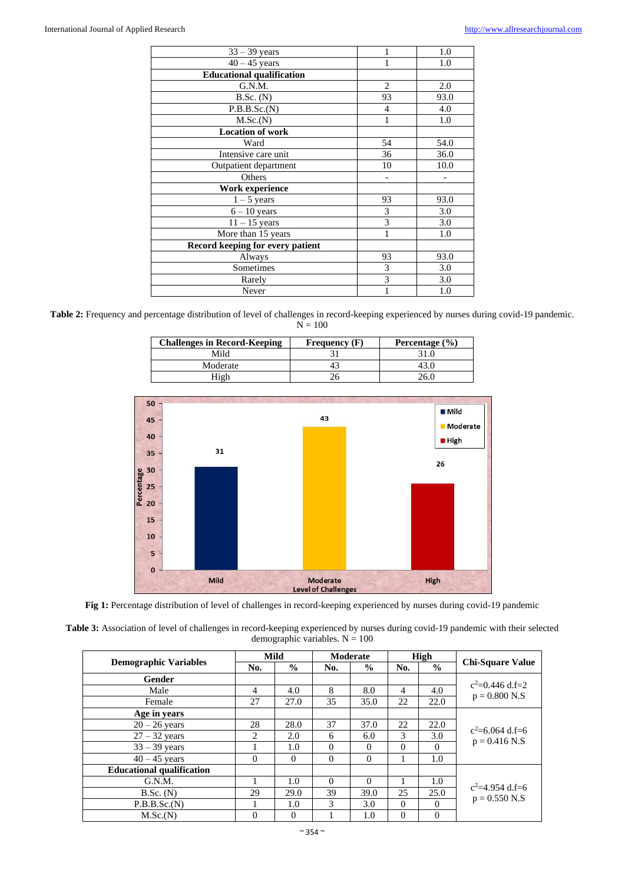| | | |
|---|---|---|
| 33 – 39 years | 1 | 1.0 |
| 40 – 45 years | 1 | 1.0 |
| **Educational qualification** | | |
| G.N.M. | 2 | 2.0 |
| B.Sc. (N) | 93 | 93.0 |
| P.B.B.Sc.(N) | 4 | 4.0 |
| M.Sc.(N) | 1 | 1.0 |
| **Location of work** | | |
| Ward | 54 | 54.0 |
| Intensive care unit | 36 | 36.0 |
| Outpatient department | 10 | 10.0 |
| Others | - | - |
| **Work experience** | | |
| 1 – 5 years | 93 | 93.0 |
| 6 – 10 years | 3 | 3.0 |
| 11 – 15 years | 3 | 3.0 |
| More than 15 years | 1 | 1.0 |
| **Record keeping for every patient** | | |
| Always | 93 | 93.0 |
| Sometimes | 3 | 3.0 |
| Rarely | 3 | 3.0 |
| Never | 1 | 1.0 |

**Table 2:** Frequency and percentage distribution of level of challenges in record-keeping experienced by nurses during covid-19 pandemic. N = 100

| Challenges in Record-Keeping | Frequency (F) | Percentage (%) |
|---|---|---|
| Mild | 31 | 31.0 |
| Moderate | 43 | 43.0 |
| High | 26 | 26.0 |

Percentage

Level of Challenges

Mild 31

Moderate 43

High 26

**Fig 1:** Percentage distribution of level of challenges in record-keeping experienced by nurses during covid-19 pandemic

**Table 3:** Association of level of challenges in record-keeping experienced by nurses during covid-19 pandemic with their selected demographic variables. N = 100

| Demographic Variables | Mild | | Moderate | | High | | Chi-Square Value |
|---|---|---|---|---|---|---|---|
| | No. | % | No. | % | No. | % | |
| **Gender** | | | | | | | $c^2$=0.446 d.f=2 p = 0.800 N.S |
| Male | 4 | 4.0 | 8 | 8.0 | 4 | 4.0 | |
| Female | 27 | 27.0 | 35 | 35.0 | 22 | 22.0 | |
| **Age in years** | | | | | | | $c^2$=6.064 d.f=6 p = 0.416 N.S |
| 20 – 26 years | 28 | 28.0 | 37 | 37.0 | 22 | 22.0 | |
| 27 – 32 years | 2 | 2.0 | 6 | 6.0 | 3 | 3.0 | |
| 33 – 39 years | 1 | 1.0 | 0 | 0 | 0 | 0 | |
| 40 – 45 years | 0 | 0 | 0 | 0 | 1 | 1.0 | |
| **Educational qualification** | | | | | | | $c^2$=4.954 d.f=6 p = 0.550 N.S |
| G.N.M. | 1 | 1.0 | 0 | 0 | 1 | 1.0 | |
| B.Sc. (N) | 29 | 29.0 | 39 | 39.0 | 25 | 25.0 | |
| P.B.B.Sc.(N) | 1 | 1.0 | 3 | 3.0 | 0 | 0 | |
| M.Sc.(N) | 0 | 0 | 1 | 1.0 | 0 | 0 | |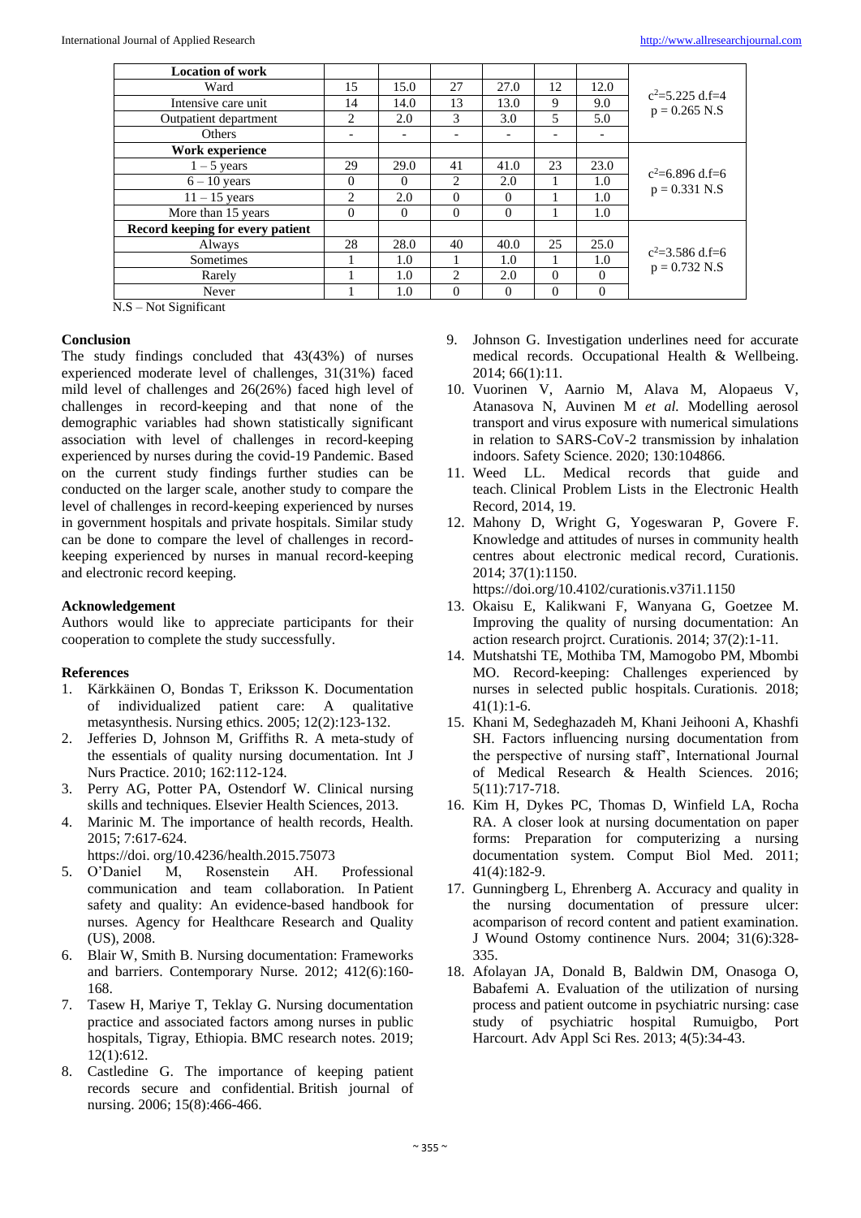| | | | | | | | |
|---|---|---|---|---|---|---|---|
| **Location of work** | | | | | | | |
| Ward | 15 | 15.0 | 27 | 27.0 | 12 | 12.0 | $c^2$=5.225 d.f=4 p = 0.265 N.S |
| Intensive care unit | 14 | 14.0 | 13 | 13.0 | 9 | 9.0 | |
| Outpatient department | 2 | 2.0 | 3 | 3.0 | 5 | 5.0 | |
| Others | - | - | - | - | - | - | |
| **Work experience** | | | | | | | |
| 1 – 5 years | 29 | 29.0 | 41 | 41.0 | 23 | 23.0 | $c^2$=6.896 d.f=6 p = 0.331 N.S |
| 6 – 10 years | 0 | 0 | 2 | 2.0 | 1 | 1.0 | |
| 11 – 15 years | 2 | 2.0 | 0 | 0 | 1 | 1.0 | |
| More than 15 years | 0 | 0 | 0 | 0 | 1 | 1.0 | |
| **Record keeping for every patient** | | | | | | | |
| Always | 28 | 28.0 | 40 | 40.0 | 25 | 25.0 | $c^2$=3.586 d.f=6 p = 0.732 N.S |
| Sometimes | 1 | 1.0 | 1 | 1.0 | 1 | 1.0 | |
| Rarely | 1 | 1.0 | 2 | 2.0 | 0 | 0 | |
| Never | 1 | 1.0 | 0 | 0 | 0 | 0 | |

N.S – Not Significant

## Conclusion

The study findings concluded that 43(43%) of nurses experienced moderate level of challenges, 31(31%) faced mild level of challenges and 26(26%) faced high level of challenges in record-keeping and that none of the demographic variables had shown statistically significant association with level of challenges in record-keeping experienced by nurses during the covid-19 Pandemic. Based on the current study findings further studies can be conducted on the larger scale, another study to compare the level of challenges in record-keeping experienced by nurses in government hospitals and private hospitals. Similar study can be done to compare the level of challenges in record-keeping experienced by nurses in manual record-keeping and electronic record keeping.

## Acknowledgement

Authors would like to appreciate participants for their cooperation to complete the study successfully.

## References

1. Kärkkäinen O, Bondas T, Eriksson K. Documentation of individualized patient care: A qualitative metasynthesis. Nursing ethics. 2005; 12(2):123-132.
2. Jefferies D, Johnson M, Griffiths R. A meta-study of the essentials of quality nursing documentation. Int J Nurs Practice. 2010; 162:112-124.
3. Perry AG, Potter PA, Ostendorf W. Clinical nursing skills and techniques. Elsevier Health Sciences, 2013.
4. Marinic M. The importance of health records, Health. 2015; 7:617-624. https://doi. org/10.4236/health.2015.75073
5. O'Daniel M, Rosenstein AH. Professional communication and team collaboration. In Patient safety and quality: An evidence-based handbook for nurses. Agency for Healthcare Research and Quality (US), 2008.
6. Blair W, Smith B. Nursing documentation: Frameworks and barriers. Contemporary Nurse. 2012; 412(6):160-168.
7. Tasew H, Mariye T, Teklay G. Nursing documentation practice and associated factors among nurses in public hospitals, Tigray, Ethiopia. BMC research notes. 2019; 12(1):612.
8. Castledine G. The importance of keeping patient records secure and confidential. British journal of nursing. 2006; 15(8):466-466.
9. Johnson G. Investigation underlines need for accurate medical records. Occupational Health & Wellbeing. 2014; 66(1):11.
10. Vuorinen V, Aarnio M, Alava M, Alopaeus V, Atanasova N, Auvinen M *et al.* Modelling aerosol transport and virus exposure with numerical simulations in relation to SARS-CoV-2 transmission by inhalation indoors. Safety Science. 2020; 130:104866.
11. Weed LL. Medical records that guide and teach. Clinical Problem Lists in the Electronic Health Record, 2014, 19.
12. Mahony D, Wright G, Yogeswaran P, Govere F. Knowledge and attitudes of nurses in community health centres about electronic medical record, Curationis. 2014; 37(1):1150. https://doi.org/10.4102/curationis.v37i1.1150
13. Okaisu E, Kalikwani F, Wanyana G, Goetzee M. Improving the quality of nursing documentation: An action research projrct. Curationis. 2014; 37(2):1-11.
14. Mutshatshi TE, Mothiba TM, Mamogobo PM, Mbombi MO. Record-keeping: Challenges experienced by nurses in selected public hospitals. Curationis. 2018; 41(1):1-6.
15. Khani M, Sedeghazadeh M, Khani Jeihooni A, Khashfi SH. Factors influencing nursing documentation from the perspective of nursing staff', International Journal of Medical Research & Health Sciences. 2016; 5(11):717-718.
16. Kim H, Dykes PC, Thomas D, Winfield LA, Rocha RA. A closer look at nursing documentation on paper forms: Preparation for computerizing a nursing documentation system. Comput Biol Med. 2011; 41(4):182-9.
17. Gunningberg L, Ehrenberg A. Accuracy and quality in the nursing documentation of pressure ulcer: acomparison of record content and patient examination. J Wound Ostomy continence Nurs. 2004; 31(6):328-335.
18. Afolayan JA, Donald B, Baldwin DM, Onasoga O, Babafemi A. Evaluation of the utilization of nursing process and patient outcome in psychiatric nursing: case study of psychiatric hospital Rumuigbo, Port Harcourt. Adv Appl Sci Res. 2013; 4(5):34-43.